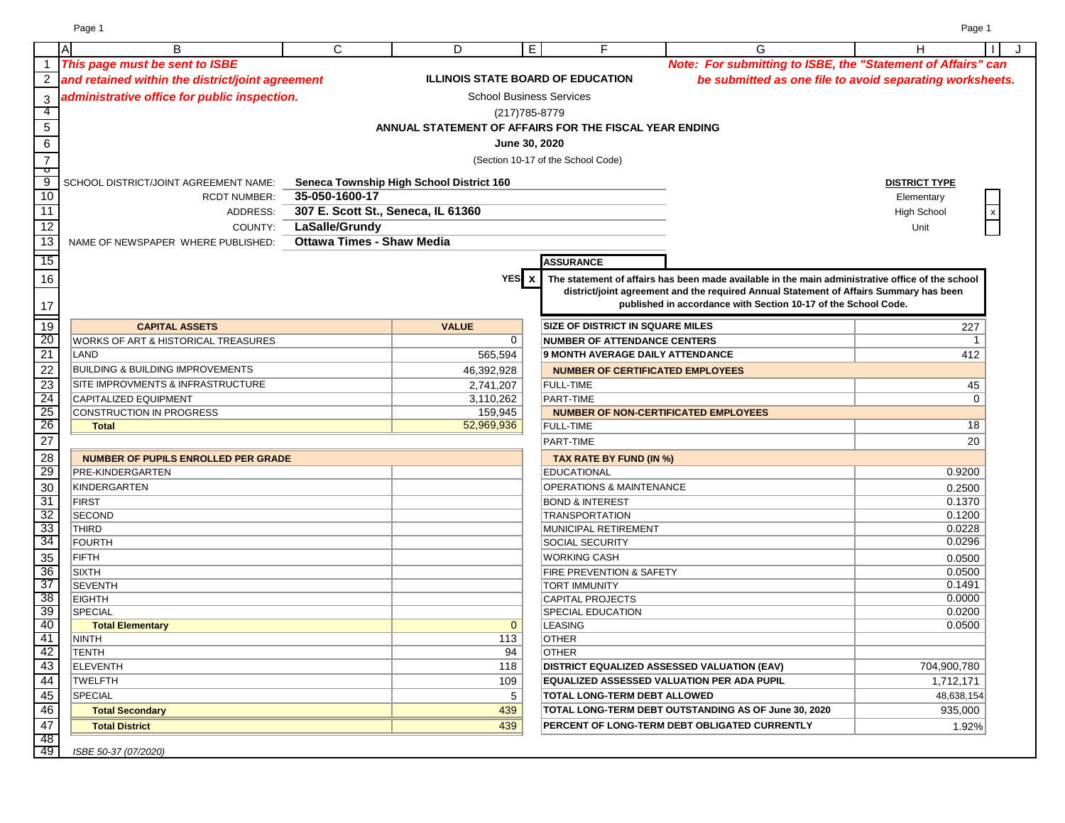*This page must be sent to ISBE and retained within the district/joint agreement administrative office for public inspection.*

*Note: For submitting to ISBE, the "Statement of Affairs" can be submitted as one file to avoid separating worksheets.*

**ILLINOIS STATE BOARD OF EDUCATION**

School Business Services

(217)785-8779

**ANNUAL STATEMENT OF AFFAIRS FOR THE FISCAL YEAR ENDING**

**June 30, 2020**

(Section 10-17 of the School Code)

SCHOOL DISTRICT/JOINT AGREEMENT NAME: **Seneca Township High School District 160**

RCDT NUMBER: **35-050-1600-17**

ADDRESS: **307 E. Scott St., Seneca, IL 61360**

COUNTY: **LaSalle/Grundy**

NAME OF NEWSPAPER WHERE PUBLISHED: **Ottawa Times - Shaw Media**

**DISTRICT TYPE**

| Type | |
|---|---|
| Elementary | |
| High School | x |
| Unit | |

**ASSURANCE**

YES x — **The statement of affairs has been made available in the main administrative office of the school district/joint agreement and the required Annual Statement of Affairs Summary has been published in accordance with Section 10-17 of the School Code.**

| CAPITAL ASSETS | VALUE |
|---|---|
| WORKS OF ART & HISTORICAL TREASURES | 0 |
| LAND | 565,594 |
| BUILDING & BUILDING IMPROVEMENTS | 46,392,928 |
| SITE IMPROVMENTS & INFRASTRUCTURE | 2,741,207 |
| CAPITALIZED EQUIPMENT | 3,110,262 |
| CONSTRUCTION IN PROGRESS | 159,945 |
| **Total** | 52,969,936 |

| NUMBER OF PUPILS ENROLLED PER GRADE | |
|---|---|
| PRE-KINDERGARTEN | |
| KINDERGARTEN | |
| FIRST | |
| SECOND | |
| THIRD | |
| FOURTH | |
| FIFTH | |
| SIXTH | |
| SEVENTH | |
| EIGHTH | |
| SPECIAL | |
| **Total Elementary** | 0 |
| NINTH | 113 |
| TENTH | 94 |
| ELEVENTH | 118 |
| TWELFTH | 109 |
| SPECIAL | 5 |
| **Total Secondary** | 439 |
| **Total District** | 439 |

| | |
|---|---|
| **SIZE OF DISTRICT IN SQUARE MILES** | 227 |
| **NUMBER OF ATTENDANCE CENTERS** | 1 |
| **9 MONTH AVERAGE DAILY ATTENDANCE** | 412 |
| **NUMBER OF CERTIFICATED EMPLOYEES** | |
| FULL-TIME | 45 |
| PART-TIME | 0 |
| **NUMBER OF NON-CERTIFICATED EMPLOYEES** | |
| FULL-TIME | 18 |
| PART-TIME | 20 |
| **TAX RATE BY FUND (IN %)** | |
| EDUCATIONAL | 0.9200 |
| OPERATIONS & MAINTENANCE | 0.2500 |
| BOND & INTEREST | 0.1370 |
| TRANSPORTATION | 0.1200 |
| MUNICIPAL RETIREMENT | 0.0228 |
| SOCIAL SECURITY | 0.0296 |
| WORKING CASH | 0.0500 |
| FIRE PREVENTION & SAFETY | 0.0500 |
| TORT IMMUNITY | 0.1491 |
| CAPITAL PROJECTS | 0.0000 |
| SPECIAL EDUCATION | 0.0200 |
| LEASING | 0.0500 |
| OTHER | |
| OTHER | |
| **DISTRICT EQUALIZED ASSESSED VALUATION (EAV)** | 704,900,780 |
| **EQUALIZED ASSESSED VALUATION PER ADA PUPIL** | 1,712,171 |
| **TOTAL LONG-TERM DEBT ALLOWED** | 48,638,154 |
| **TOTAL LONG-TERM DEBT OUTSTANDING AS OF June 30, 2020** | 935,000 |
| **PERCENT OF LONG-TERM DEBT OBLIGATED CURRENTLY** | 1.92% |

*ISBE 50-37 (07/2020)*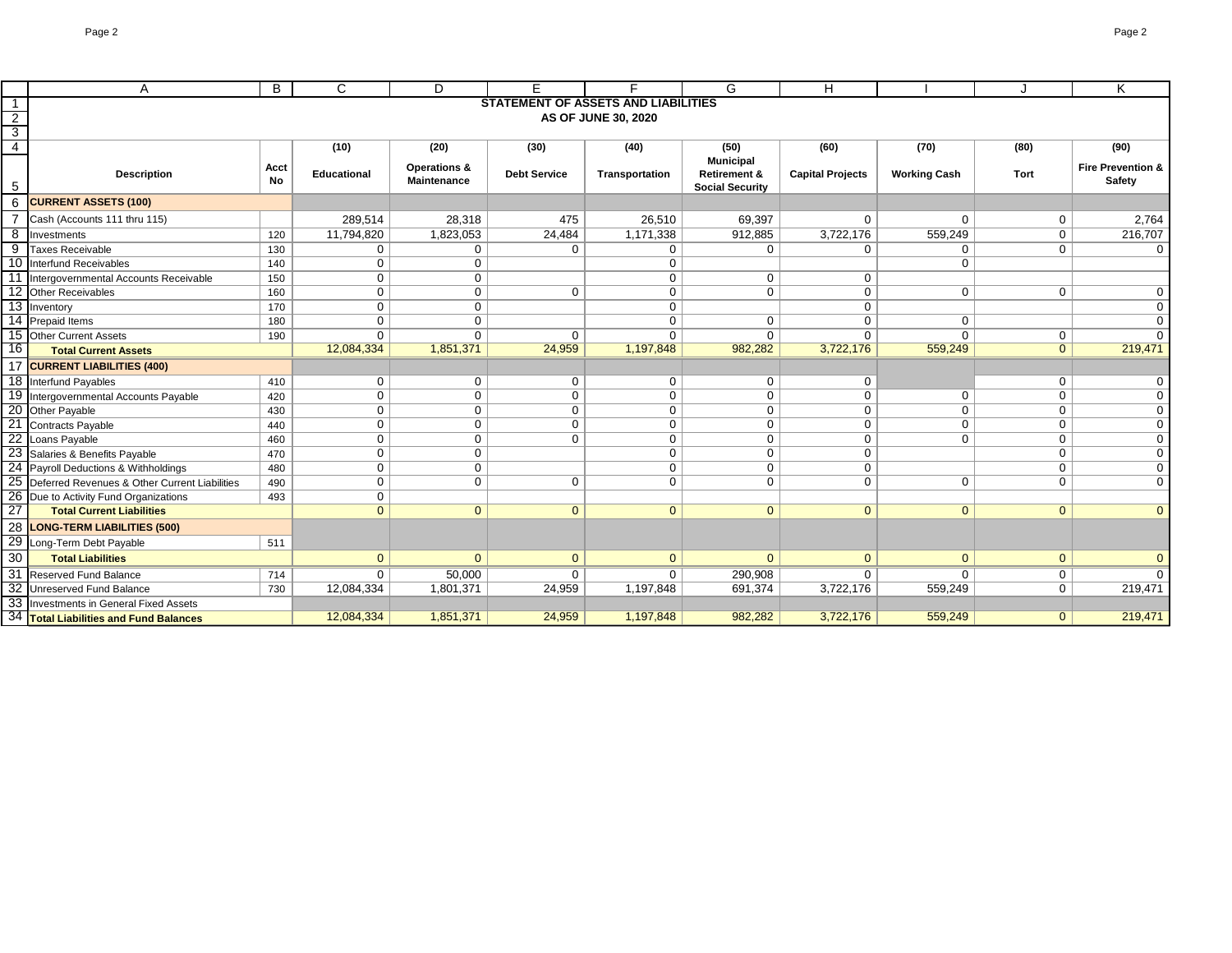## STATEMENT OF ASSETS AND LIABILITIES

### AS OF JUNE 30, 2020

| Description | Acct No | (10) Educational | (20) Operations & Maintenance | (30) Debt Service | (40) Transportation | (50) Municipal Retirement & Social Security | (60) Capital Projects | (70) Working Cash | (80) Tort | (90) Fire Prevention & Safety |
|---|---|---|---|---|---|---|---|---|---|---|
| **CURRENT ASSETS (100)** | | | | | | | | | | |
| Cash (Accounts 111 thru 115) | | 289,514 | 28,318 | 475 | 26,510 | 69,397 | 0 | 0 | 0 | 2,764 |
| Investments | 120 | 11,794,820 | 1,823,053 | 24,484 | 1,171,338 | 912,885 | 3,722,176 | 559,249 | 0 | 216,707 |
| Taxes Receivable | 130 | 0 | 0 | 0 | 0 | 0 | 0 | 0 | 0 | 0 |
| Interfund Receivables | 140 | 0 | 0 | | 0 | | | 0 | | |
| Intergovernmental Accounts Receivable | 150 | 0 | 0 | | 0 | 0 | 0 | | | |
| Other Receivables | 160 | 0 | 0 | 0 | 0 | 0 | 0 | 0 | 0 | 0 |
| Inventory | 170 | 0 | 0 | | 0 | | 0 | | | 0 |
| Prepaid Items | 180 | 0 | 0 | | 0 | 0 | 0 | 0 | | 0 |
| Other Current Assets | 190 | 0 | 0 | 0 | 0 | 0 | 0 | 0 | 0 | 0 |
| **Total Current Assets** | | 12,084,334 | 1,851,371 | 24,959 | 1,197,848 | 982,282 | 3,722,176 | 559,249 | 0 | 219,471 |
| **CURRENT LIABILITIES (400)** | | | | | | | | | | |
| Interfund Payables | 410 | 0 | 0 | 0 | 0 | 0 | 0 | | 0 | 0 |
| Intergovernmental Accounts Payable | 420 | 0 | 0 | 0 | 0 | 0 | 0 | 0 | 0 | 0 |
| Other Payable | 430 | 0 | 0 | 0 | 0 | 0 | 0 | 0 | 0 | 0 |
| Contracts Payable | 440 | 0 | 0 | 0 | 0 | 0 | 0 | 0 | 0 | 0 |
| Loans Payable | 460 | 0 | 0 | 0 | 0 | 0 | 0 | 0 | 0 | 0 |
| Salaries & Benefits Payable | 470 | 0 | 0 | | 0 | 0 | 0 | | 0 | 0 |
| Payroll Deductions & Withholdings | 480 | 0 | 0 | | 0 | 0 | 0 | | 0 | 0 |
| Deferred Revenues & Other Current Liabilities | 490 | 0 | 0 | 0 | 0 | 0 | 0 | 0 | 0 | 0 |
| Due to Activity Fund Organizations | 493 | 0 | | | | | | | | |
| **Total Current Liabilities** | | 0 | 0 | 0 | 0 | 0 | 0 | 0 | 0 | 0 |
| **LONG-TERM LIABILITIES (500)** | | | | | | | | | | |
| Long-Term Debt Payable | 511 | | | | | | | | | |
| **Total Liabilities** | | 0 | 0 | 0 | 0 | 0 | 0 | 0 | 0 | 0 |
| Reserved Fund Balance | 714 | 0 | 50,000 | 0 | 0 | 290,908 | 0 | 0 | 0 | 0 |
| Unreserved Fund Balance | 730 | 12,084,334 | 1,801,371 | 24,959 | 1,197,848 | 691,374 | 3,722,176 | 559,249 | 0 | 219,471 |
| Investments in General Fixed Assets | | | | | | | | | | |
| **Total Liabilities and Fund Balances** | | 12,084,334 | 1,851,371 | 24,959 | 1,197,848 | 982,282 | 3,722,176 | 559,249 | 0 | 219,471 |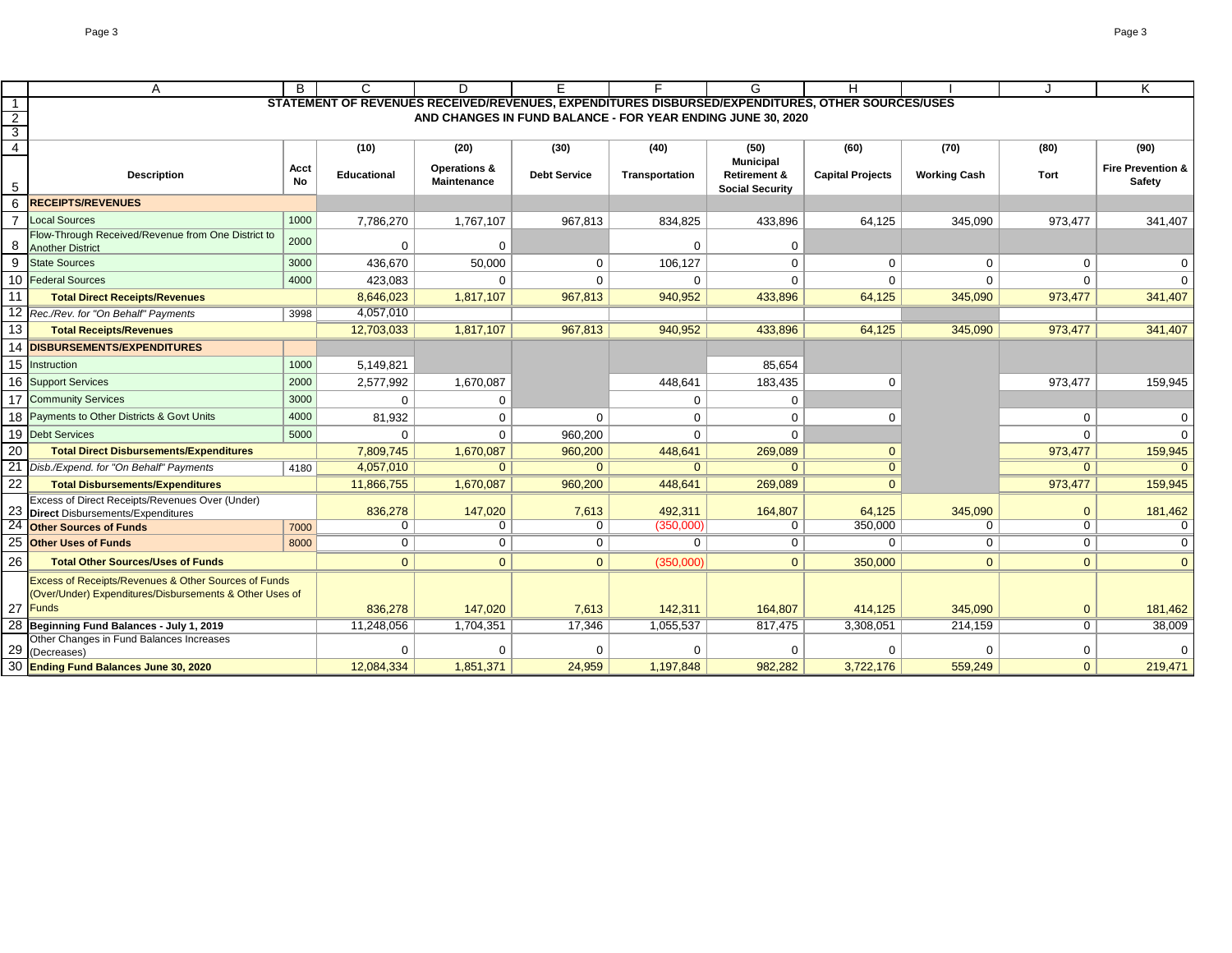# STATEMENT OF REVENUES RECEIVED/REVENUES, EXPENDITURES DISBURSED/EXPENDITURES, OTHER SOURCES/USES
## AND CHANGES IN FUND BALANCE - FOR YEAR ENDING JUNE 30, 2020

| | A | B | C | D | E | F | G | H | I | J | K |
|---|---|---|---|---|---|---|---|---|---|---|---|
| 4 | | | (10) | (20) | (30) | (40) | (50) | (60) | (70) | (80) | (90) |
| 5 | **Description** | **Acct No** | **Educational** | **Operations & Maintenance** | **Debt Service** | **Transportation** | **Municipal Retirement & Social Security** | **Capital Projects** | **Working Cash** | **Tort** | **Fire Prevention & Safety** |
| 6 | **RECEIPTS/REVENUES** | | | | | | | | | | |
| 7 | Local Sources | 1000 | 7,786,270 | 1,767,107 | 967,813 | 834,825 | 433,896 | 64,125 | 345,090 | 973,477 | 341,407 |
| 8 | Flow-Through Received/Revenue from One District to Another District | 2000 | 0 | 0 | | 0 | 0 | | | | |
| 9 | State Sources | 3000 | 436,670 | 50,000 | 0 | 106,127 | 0 | 0 | 0 | 0 | 0 |
| 10 | Federal Sources | 4000 | 423,083 | 0 | 0 | 0 | 0 | 0 | 0 | 0 | 0 |
| 11 | **Total Direct Receipts/Revenues** | | 8,646,023 | 1,817,107 | 967,813 | 940,952 | 433,896 | 64,125 | 345,090 | 973,477 | 341,407 |
| 12 | *Rec./Rev. for "On Behalf" Payments* | 3998 | 4,057,010 | | | | | | | | |
| 13 | **Total Receipts/Revenues** | | 12,703,033 | 1,817,107 | 967,813 | 940,952 | 433,896 | 64,125 | 345,090 | 973,477 | 341,407 |
| 14 | **DISBURSEMENTS/EXPENDITURES** | | | | | | | | | | |
| 15 | Instruction | 1000 | 5,149,821 | | | | 85,654 | | | | |
| 16 | Support Services | 2000 | 2,577,992 | 1,670,087 | | 448,641 | 183,435 | 0 | | 973,477 | 159,945 |
| 17 | Community Services | 3000 | 0 | 0 | | 0 | 0 | | | | |
| 18 | Payments to Other Districts & Govt Units | 4000 | 81,932 | 0 | 0 | 0 | 0 | 0 | | 0 | 0 |
| 19 | Debt Services | 5000 | 0 | 0 | 960,200 | 0 | 0 | | | 0 | 0 |
| 20 | **Total Direct Disbursements/Expenditures** | | 7,809,745 | 1,670,087 | 960,200 | 448,641 | 269,089 | 0 | | 973,477 | 159,945 |
| 21 | *Disb./Expend. for "On Behalf" Payments* | 4180 | 4,057,010 | 0 | 0 | 0 | 0 | 0 | | 0 | 0 |
| 22 | **Total Disbursements/Expenditures** | | 11,866,755 | 1,670,087 | 960,200 | 448,641 | 269,089 | 0 | | 973,477 | 159,945 |
| 23 | Excess of Direct Receipts/Revenues Over (Under) **Direct** Disbursements/Expenditures | | 836,278 | 147,020 | 7,613 | 492,311 | 164,807 | 64,125 | 345,090 | 0 | 181,462 |
| 24 | **Other Sources of Funds** | 7000 | 0 | 0 | 0 | (350,000) | 0 | 350,000 | 0 | 0 | 0 |
| 25 | **Other Uses of Funds** | 8000 | 0 | 0 | 0 | 0 | 0 | 0 | 0 | 0 | 0 |
| 26 | **Total Other Sources/Uses of Funds** | | 0 | 0 | 0 | (350,000) | 0 | 350,000 | 0 | 0 | 0 |
| 27 | Excess of Receipts/Revenues & Other Sources of Funds (Over/Under) Expenditures/Disbursements & Other Uses of Funds | | 836,278 | 147,020 | 7,613 | 142,311 | 164,807 | 414,125 | 345,090 | 0 | 181,462 |
| 28 | **Beginning Fund Balances - July 1, 2019** | | 11,248,056 | 1,704,351 | 17,346 | 1,055,537 | 817,475 | 3,308,051 | 214,159 | 0 | 38,009 |
| 29 | Other Changes in Fund Balances Increases (Decreases) | | 0 | 0 | 0 | 0 | 0 | 0 | 0 | 0 | 0 |
| 30 | **Ending Fund Balances June 30, 2020** | | 12,084,334 | 1,851,371 | 24,959 | 1,197,848 | 982,282 | 3,722,176 | 559,249 | 0 | 219,471 |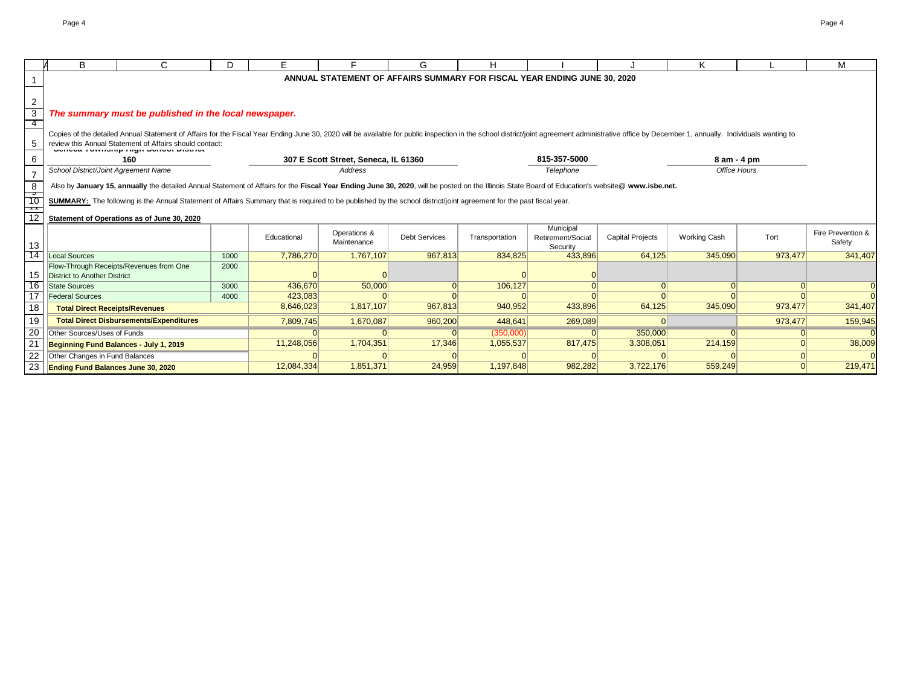# ANNUAL STATEMENT OF AFFAIRS SUMMARY FOR FISCAL YEAR ENDING JUNE 30, 2020

***The summary must be published in the local newspaper.***

Copies of the detailed Annual Statement of Affairs for the Fiscal Year Ending June 30, 2020 will be available for public inspection in the school district/joint agreement administrative office by December 1, annually. Individuals wanting to review this Annual Statement of Affairs should contact:

| Seneca Township High School District 160 | 307 E Scott Street, Seneca, IL 61360 | 815-357-5000 | 8 am - 4 pm |
|---|---|---|---|
| *School District/Joint Agreement Name* | *Address* | *Telephone* | *Office Hours* |

Also by **January 15, annually** the detailed Annual Statement of Affairs for the **Fiscal Year Ending June 30, 2020**, will be posted on the Illinois State Board of Education's website@ **www.isbe.net.**

**SUMMARY:** The following is the Annual Statement of Affairs Summary that is required to be published by the school district/joint agreement for the past fiscal year.

**Statement of Operations as of June 30, 2020**

| | | Educational | Operations & Maintenance | Debt Services | Transportation | Municipal Retirement/Social Security | Capital Projects | Working Cash | Tort | Fire Prevention & Safety |
|---|---|---|---|---|---|---|---|---|---|---|
| Local Sources | 1000 | 7,786,270 | 1,767,107 | 967,813 | 834,825 | 433,896 | 64,125 | 345,090 | 973,477 | 341,407 |
| Flow-Through Receipts/Revenues from One District to Another District | 2000 | 0 | 0 | | 0 | 0 | | | | |
| State Sources | 3000 | 436,670 | 50,000 | 0 | 106,127 | 0 | 0 | 0 | 0 | 0 |
| Federal Sources | 4000 | 423,083 | 0 | 0 | 0 | 0 | 0 | 0 | 0 | 0 |
| **Total Direct Receipts/Revenues** | | 8,646,023 | 1,817,107 | 967,813 | 940,952 | 433,896 | 64,125 | 345,090 | 973,477 | 341,407 |
| **Total Direct Disbursements/Expenditures** | | 7,809,745 | 1,670,087 | 960,200 | 448,641 | 269,089 | 0 | | 973,477 | 159,945 |
| Other Sources/Uses of Funds | | 0 | 0 | 0 | (350,000) | 0 | 350,000 | 0 | 0 | 0 |
| **Beginning Fund Balances - July 1, 2019** | | 11,248,056 | 1,704,351 | 17,346 | 1,055,537 | 817,475 | 3,308,051 | 214,159 | 0 | 38,009 |
| Other Changes in Fund Balances | | 0 | 0 | 0 | 0 | 0 | 0 | 0 | 0 | 0 |
| **Ending Fund Balances June 30, 2020** | | 12,084,334 | 1,851,371 | 24,959 | 1,197,848 | 982,282 | 3,722,176 | 559,249 | 0 | 219,471 |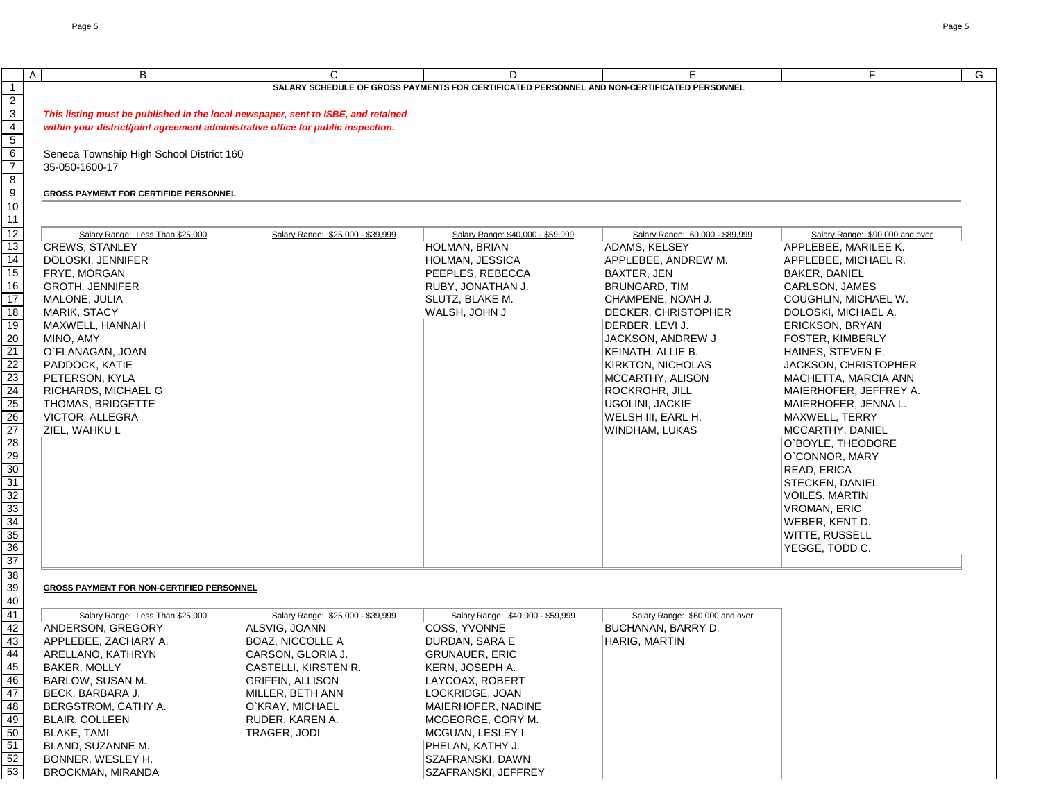# SALARY SCHEDULE OF GROSS PAYMENTS FOR CERTIFICATED PERSONNEL AND NON-CERTIFICATED PERSONNEL

***This listing must be published in the local newspaper, sent to ISBE, and retained within your district/joint agreement administrative office for public inspection.***

Seneca Township High School District 160
35-050-1600-17

**GROSS PAYMENT FOR CERTIFIDE PERSONNEL**

| Salary Range: Less Than $25,000 | Salary Range: $25,000 - $39,999 | Salary Range: $40,000 - $59,999 | Salary Range: 60,000 - $89,999 | Salary Range: $90,000 and over |
|---|---|---|---|---|
| CREWS, STANLEY | | HOLMAN, BRIAN | ADAMS, KELSEY | APPLEBEE, MARILEE K. |
| DOLOSKI, JENNIFER | | HOLMAN, JESSICA | APPLEBEE, ANDREW M. | APPLEBEE, MICHAEL R. |
| FRYE, MORGAN | | PEEPLES, REBECCA | BAXTER, JEN | BAKER, DANIEL |
| GROTH, JENNIFER | | RUBY, JONATHAN J. | BRUNGARD, TIM | CARLSON, JAMES |
| MALONE, JULIA | | SLUTZ, BLAKE M. | CHAMPENE, NOAH J. | COUGHLIN, MICHAEL W. |
| MARIK, STACY | | WALSH, JOHN J | DECKER, CHRISTOPHER | DOLOSKI, MICHAEL A. |
| MAXWELL, HANNAH | | | DERBER, LEVI J. | ERICKSON, BRYAN |
| MINO, AMY | | | JACKSON, ANDREW J | FOSTER, KIMBERLY |
| O`FLANAGAN, JOAN | | | KEINATH, ALLIE B. | HAINES, STEVEN E. |
| PADDOCK, KATIE | | | KIRKTON, NICHOLAS | JACKSON, CHRISTOPHER |
| PETERSON, KYLA | | | MCCARTHY, ALISON | MACHETTA, MARCIA ANN |
| RICHARDS, MICHAEL G | | | ROCKROHR, JILL | MAIERHOFER, JEFFREY A. |
| THOMAS, BRIDGETTE | | | UGOLINI, JACKIE | MAIERHOFER, JENNA L. |
| VICTOR, ALLEGRA | | | WELSH III, EARL H. | MAXWELL, TERRY |
| ZIEL, WAHKU L | | | WINDHAM, LUKAS | MCCARTHY, DANIEL |
| | | | | O`BOYLE, THEODORE |
| | | | | O`CONNOR, MARY |
| | | | | READ, ERICA |
| | | | | STECKEN, DANIEL |
| | | | | VOILES, MARTIN |
| | | | | VROMAN, ERIC |
| | | | | WEBER, KENT D. |
| | | | | WITTE, RUSSELL |
| | | | | YEGGE, TODD C. |

**GROSS PAYMENT FOR NON-CERTIFIED PERSONNEL**

| Salary Range: Less Than $25,000 | Salary Range: $25,000 - $39,999 | Salary Range: $40,000 - $59,999 | Salary Range: $60,000 and over |
|---|---|---|---|
| ANDERSON, GREGORY | ALSVIG, JOANN | COSS, YVONNE | BUCHANAN, BARRY D. |
| APPLEBEE, ZACHARY A. | BOAZ, NICCOLLE A | DURDAN, SARA E | HARIG, MARTIN |
| ARELLANO, KATHRYN | CARSON, GLORIA J. | GRUNAUER, ERIC | |
| BAKER, MOLLY | CASTELLI, KIRSTEN R. | KERN, JOSEPH A. | |
| BARLOW, SUSAN M. | GRIFFIN, ALLISON | LAYCOAX, ROBERT | |
| BECK, BARBARA J. | MILLER, BETH ANN | LOCKRIDGE, JOAN | |
| BERGSTROM, CATHY A. | O`KRAY, MICHAEL | MAIERHOFER, NADINE | |
| BLAIR, COLLEEN | RUDER, KAREN A. | MCGEORGE, CORY M. | |
| BLAKE, TAMI | TRAGER, JODI | MCGUAN, LESLEY I | |
| BLAND, SUZANNE M. | | PHELAN, KATHY J. | |
| BONNER, WESLEY H. | | SZAFRANSKI, DAWN | |
| BROCKMAN, MIRANDA | | SZAFRANSKI, JEFFREY | |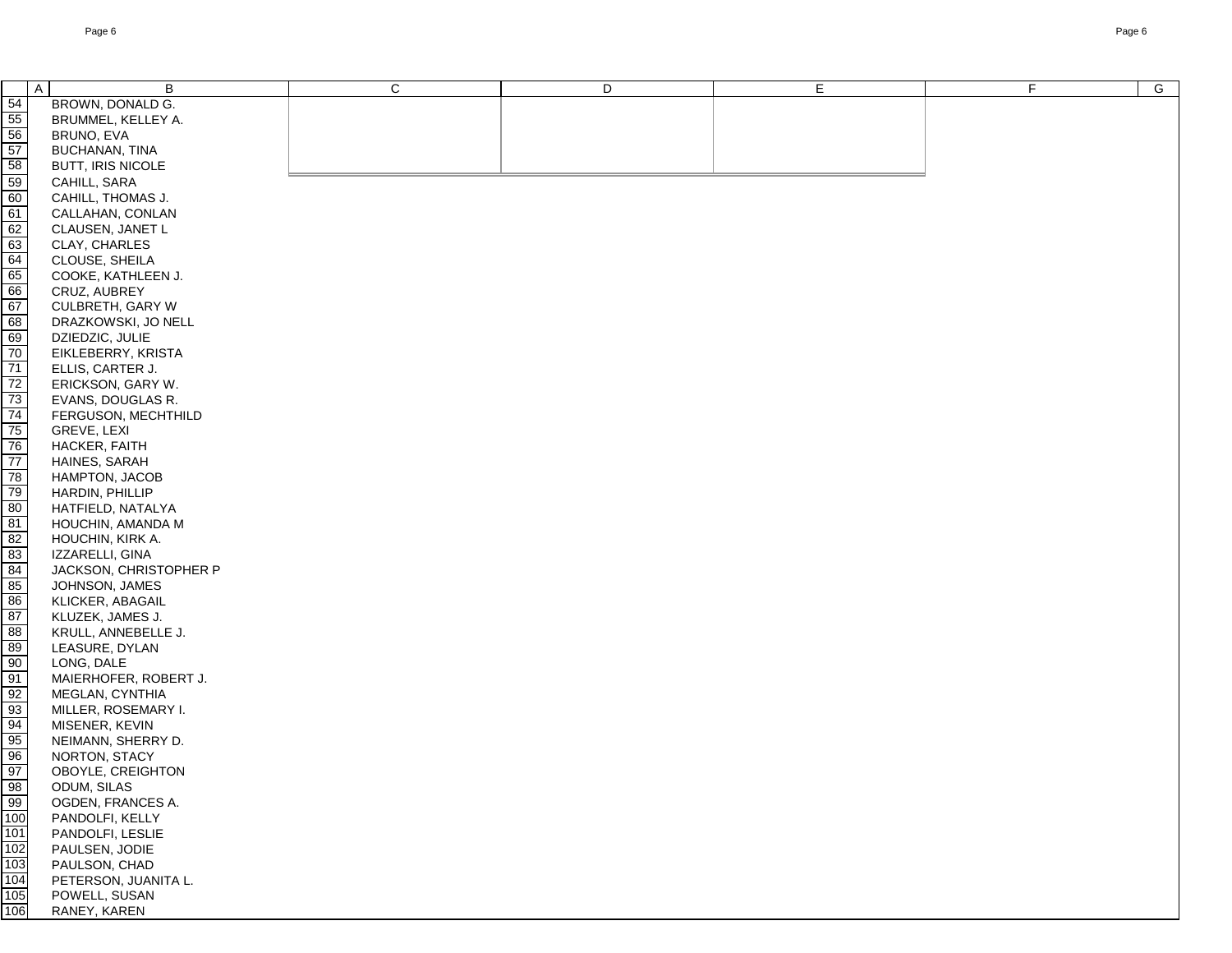| | A | B | C | D | E | F | G |
|---|---|---|---|---|---|---|---|
| 54 | | BROWN, DONALD G. | | | | | |
| 55 | | BRUMMEL, KELLEY A. | | | | | |
| 56 | | BRUNO, EVA | | | | | |
| 57 | | BUCHANAN, TINA | | | | | |
| 58 | | BUTT, IRIS NICOLE | | | | | |
| 59 | | CAHILL, SARA | | | | | |
| 60 | | CAHILL, THOMAS J. | | | | | |
| 61 | | CALLAHAN, CONLAN | | | | | |
| 62 | | CLAUSEN, JANET L | | | | | |
| 63 | | CLAY, CHARLES | | | | | |
| 64 | | CLOUSE, SHEILA | | | | | |
| 65 | | COOKE, KATHLEEN J. | | | | | |
| 66 | | CRUZ, AUBREY | | | | | |
| 67 | | CULBRETH, GARY W | | | | | |
| 68 | | DRAZKOWSKI, JO NELL | | | | | |
| 69 | | DZIEDZIC, JULIE | | | | | |
| 70 | | EIKLEBERRY, KRISTA | | | | | |
| 71 | | ELLIS, CARTER J. | | | | | |
| 72 | | ERICKSON, GARY W. | | | | | |
| 73 | | EVANS, DOUGLAS R. | | | | | |
| 74 | | FERGUSON, MECHTHILD | | | | | |
| 75 | | GREVE, LEXI | | | | | |
| 76 | | HACKER, FAITH | | | | | |
| 77 | | HAINES, SARAH | | | | | |
| 78 | | HAMPTON, JACOB | | | | | |
| 79 | | HARDIN, PHILLIP | | | | | |
| 80 | | HATFIELD, NATALYA | | | | | |
| 81 | | HOUCHIN, AMANDA M | | | | | |
| 82 | | HOUCHIN, KIRK A. | | | | | |
| 83 | | IZZARELLI, GINA | | | | | |
| 84 | | JACKSON, CHRISTOPHER P | | | | | |
| 85 | | JOHNSON, JAMES | | | | | |
| 86 | | KLICKER, ABAGAIL | | | | | |
| 87 | | KLUZEK, JAMES J. | | | | | |
| 88 | | KRULL, ANNEBELLE J. | | | | | |
| 89 | | LEASURE, DYLAN | | | | | |
| 90 | | LONG, DALE | | | | | |
| 91 | | MAIERHOFER, ROBERT J. | | | | | |
| 92 | | MEGLAN, CYNTHIA | | | | | |
| 93 | | MILLER, ROSEMARY I. | | | | | |
| 94 | | MISENER, KEVIN | | | | | |
| 95 | | NEIMANN, SHERRY D. | | | | | |
| 96 | | NORTON, STACY | | | | | |
| 97 | | OBOYLE, CREIGHTON | | | | | |
| 98 | | ODUM, SILAS | | | | | |
| 99 | | OGDEN, FRANCES A. | | | | | |
| 100 | | PANDOLFI, KELLY | | | | | |
| 101 | | PANDOLFI, LESLIE | | | | | |
| 102 | | PAULSEN, JODIE | | | | | |
| 103 | | PAULSON, CHAD | | | | | |
| 104 | | PETERSON, JUANITA L. | | | | | |
| 105 | | POWELL, SUSAN | | | | | |
| 106 | | RANEY, KAREN | | | | | |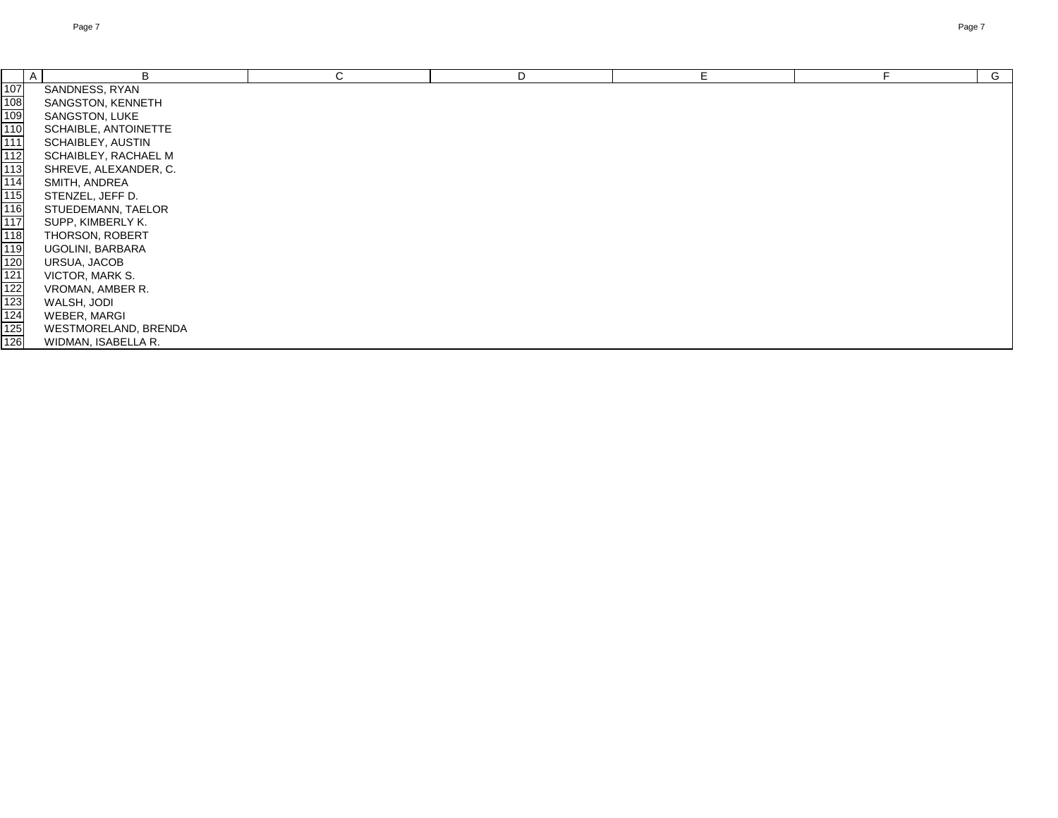| | A | B | C | D | E | F | G |
|---|---|---|---|---|---|---|---|
| 107 | | SANDNESS, RYAN | | | | | |
| 108 | | SANGSTON, KENNETH | | | | | |
| 109 | | SANGSTON, LUKE | | | | | |
| 110 | | SCHAIBLE, ANTOINETTE | | | | | |
| 111 | | SCHAIBLEY, AUSTIN | | | | | |
| 112 | | SCHAIBLEY, RACHAEL M | | | | | |
| 113 | | SHREVE, ALEXANDER, C. | | | | | |
| 114 | | SMITH, ANDREA | | | | | |
| 115 | | STENZEL, JEFF D. | | | | | |
| 116 | | STUEDEMANN, TAELOR | | | | | |
| 117 | | SUPP, KIMBERLY K. | | | | | |
| 118 | | THORSON, ROBERT | | | | | |
| 119 | | UGOLINI, BARBARA | | | | | |
| 120 | | URSUA, JACOB | | | | | |
| 121 | | VICTOR, MARK S. | | | | | |
| 122 | | VROMAN, AMBER R. | | | | | |
| 123 | | WALSH, JODI | | | | | |
| 124 | | WEBER, MARGI | | | | | |
| 125 | | WESTMORELAND, BRENDA | | | | | |
| 126 | | WIDMAN, ISABELLA R. | | | | | |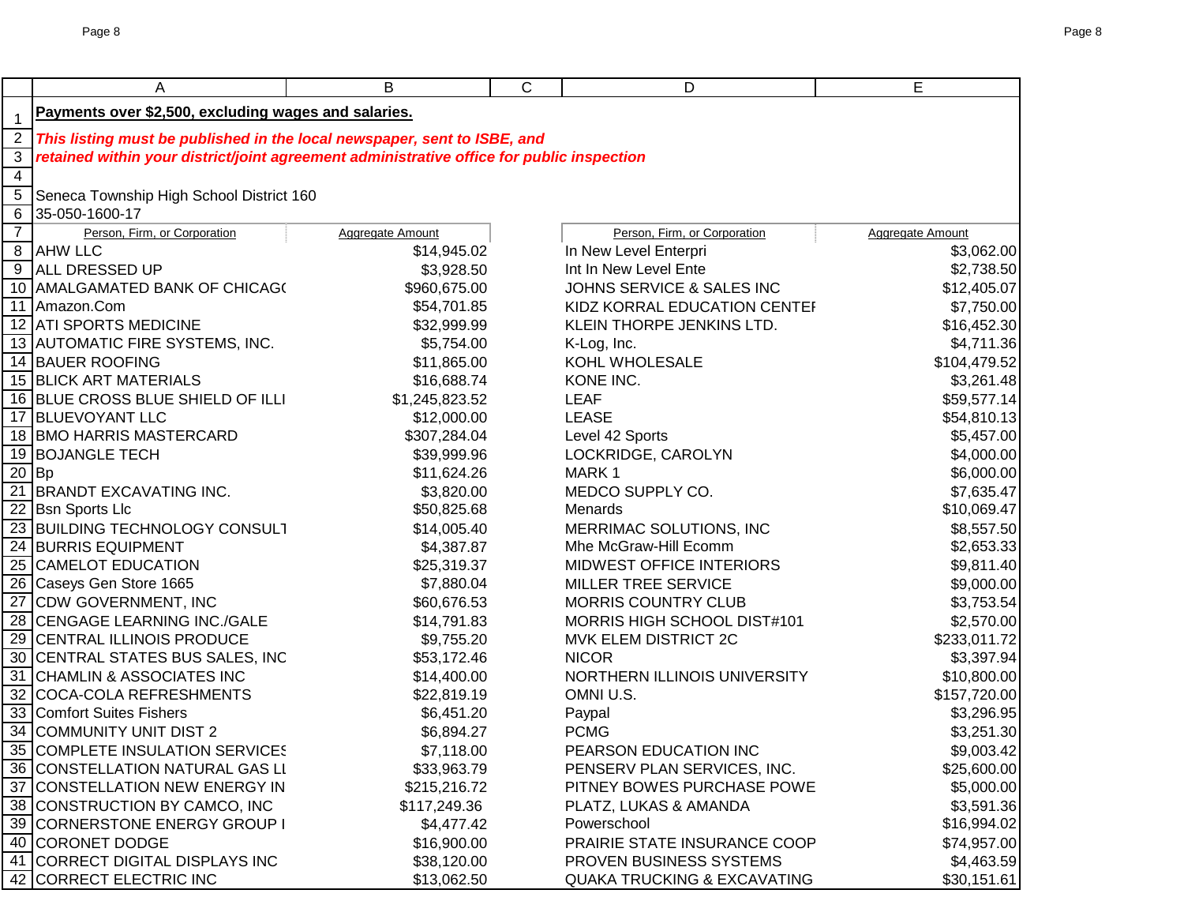**Payments over $2,500, excluding wages and salaries.**

***This listing must be published in the local newspaper, sent to ISBE, and retained within your district/joint agreement administrative office for public inspection***

Seneca Township High School District 160
35-050-1600-17

| Person, Firm, or Corporation | Aggregate Amount | Person, Firm, or Corporation | Aggregate Amount |
|---|---|---|---|
| AHW LLC | $14,945.02 | In New Level Enterpri | $3,062.00 |
| ALL DRESSED UP | $3,928.50 | Int In New Level Ente | $2,738.50 |
| AMALGAMATED BANK OF CHICAG( | $960,675.00 | JOHNS SERVICE & SALES INC | $12,405.07 |
| Amazon.Com | $54,701.85 | KIDZ KORRAL EDUCATION CENTEI | $7,750.00 |
| ATI SPORTS MEDICINE | $32,999.99 | KLEIN THORPE JENKINS LTD. | $16,452.30 |
| AUTOMATIC FIRE SYSTEMS, INC. | $5,754.00 | K-Log, Inc. | $4,711.36 |
| BAUER ROOFING | $11,865.00 | KOHL WHOLESALE | $104,479.52 |
| BLICK ART MATERIALS | $16,688.74 | KONE INC. | $3,261.48 |
| BLUE CROSS BLUE SHIELD OF ILLI | $1,245,823.52 | LEAF | $59,577.14 |
| BLUEVOYANT LLC | $12,000.00 | LEASE | $54,810.13 |
| BMO HARRIS MASTERCARD | $307,284.04 | Level 42 Sports | $5,457.00 |
| BOJANGLE TECH | $39,999.96 | LOCKRIDGE, CAROLYN | $4,000.00 |
| Bp | $11,624.26 | MARK 1 | $6,000.00 |
| BRANDT EXCAVATING INC. | $3,820.00 | MEDCO SUPPLY CO. | $7,635.47 |
| Bsn Sports Llc | $50,825.68 | Menards | $10,069.47 |
| BUILDING TECHNOLOGY CONSULT | $14,005.40 | MERRIMAC SOLUTIONS, INC | $8,557.50 |
| BURRIS EQUIPMENT | $4,387.87 | Mhe McGraw-Hill Ecomm | $2,653.33 |
| CAMELOT EDUCATION | $25,319.37 | MIDWEST OFFICE INTERIORS | $9,811.40 |
| Caseys Gen Store 1665 | $7,880.04 | MILLER TREE SERVICE | $9,000.00 |
| CDW GOVERNMENT, INC | $60,676.53 | MORRIS COUNTRY CLUB | $3,753.54 |
| CENGAGE LEARNING INC./GALE | $14,791.83 | MORRIS HIGH SCHOOL DIST#101 | $2,570.00 |
| CENTRAL ILLINOIS PRODUCE | $9,755.20 | MVK ELEM DISTRICT 2C | $233,011.72 |
| CENTRAL STATES BUS SALES, INC | $53,172.46 | NICOR | $3,397.94 |
| CHAMLIN & ASSOCIATES INC | $14,400.00 | NORTHERN ILLINOIS UNIVERSITY | $10,800.00 |
| COCA-COLA REFRESHMENTS | $22,819.19 | OMNI U.S. | $157,720.00 |
| Comfort Suites Fishers | $6,451.20 | Paypal | $3,296.95 |
| COMMUNITY UNIT DIST 2 | $6,894.27 | PCMG | $3,251.30 |
| COMPLETE INSULATION SERVICES | $7,118.00 | PEARSON EDUCATION INC | $9,003.42 |
| CONSTELLATION NATURAL GAS LI | $33,963.79 | PENSERV PLAN SERVICES, INC. | $25,600.00 |
| CONSTELLATION NEW ENERGY IN | $215,216.72 | PITNEY BOWES PURCHASE POWE | $5,000.00 |
| CONSTRUCTION BY CAMCO, INC | $117,249.36 | PLATZ, LUKAS & AMANDA | $3,591.36 |
| CORNERSTONE ENERGY GROUP I | $4,477.42 | Powerschool | $16,994.02 |
| CORONET DODGE | $16,900.00 | PRAIRIE STATE INSURANCE COOP | $74,957.00 |
| CORRECT DIGITAL DISPLAYS INC | $38,120.00 | PROVEN BUSINESS SYSTEMS | $4,463.59 |
| CORRECT ELECTRIC INC | $13,062.50 | QUAKA TRUCKING & EXCAVATING | $30,151.61 |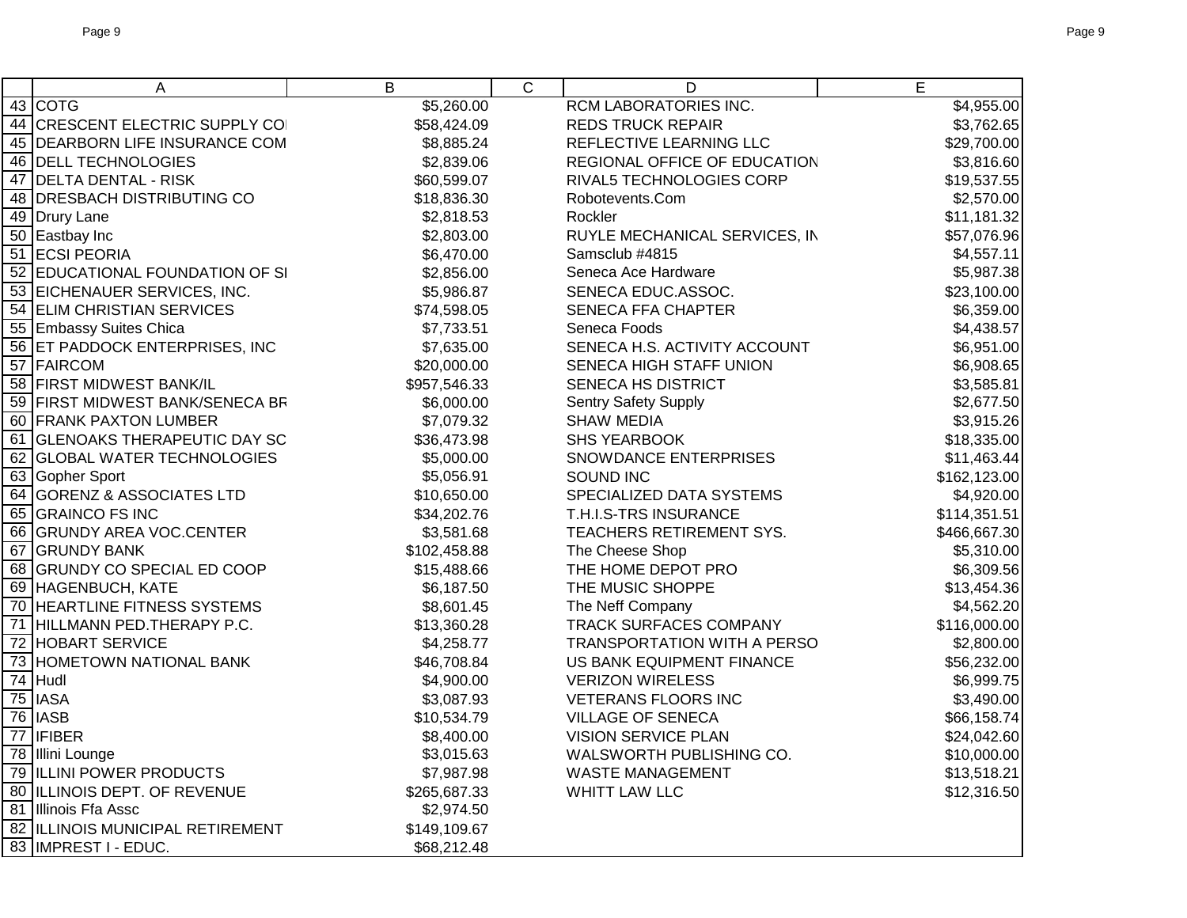| | A | B | C | D | E |
|---|---|---|---|---|---|
| 43 | COTG | $5,260.00 | | RCM LABORATORIES INC. | $4,955.00 |
| 44 | CRESCENT ELECTRIC SUPPLY CO | $58,424.09 | | REDS TRUCK REPAIR | $3,762.65 |
| 45 | DEARBORN LIFE INSURANCE COM | $8,885.24 | | REFLECTIVE LEARNING LLC | $29,700.00 |
| 46 | DELL TECHNOLOGIES | $2,839.06 | | REGIONAL OFFICE OF EDUCATION | $3,816.60 |
| 47 | DELTA DENTAL - RISK | $60,599.07 | | RIVAL5 TECHNOLOGIES CORP | $19,537.55 |
| 48 | DRESBACH DISTRIBUTING CO | $18,836.30 | | Robotevents.Com | $2,570.00 |
| 49 | Drury Lane | $2,818.53 | | Rockler | $11,181.32 |
| 50 | Eastbay Inc | $2,803.00 | | RUYLE MECHANICAL SERVICES, IN | $57,076.96 |
| 51 | ECSI PEORIA | $6,470.00 | | Samsclub #4815 | $4,557.11 |
| 52 | EDUCATIONAL FOUNDATION OF SI | $2,856.00 | | Seneca Ace Hardware | $5,987.38 |
| 53 | EICHENAUER SERVICES, INC. | $5,986.87 | | SENECA EDUC.ASSOC. | $23,100.00 |
| 54 | ELIM CHRISTIAN SERVICES | $74,598.05 | | SENECA FFA CHAPTER | $6,359.00 |
| 55 | Embassy Suites Chica | $7,733.51 | | Seneca Foods | $4,438.57 |
| 56 | ET PADDOCK ENTERPRISES, INC | $7,635.00 | | SENECA H.S. ACTIVITY ACCOUNT | $6,951.00 |
| 57 | FAIRCOM | $20,000.00 | | SENECA HIGH STAFF UNION | $6,908.65 |
| 58 | FIRST MIDWEST BANK/IL | $957,546.33 | | SENECA HS DISTRICT | $3,585.81 |
| 59 | FIRST MIDWEST BANK/SENECA BR | $6,000.00 | | Sentry Safety Supply | $2,677.50 |
| 60 | FRANK PAXTON LUMBER | $7,079.32 | | SHAW MEDIA | $3,915.26 |
| 61 | GLENOAKS THERAPEUTIC DAY SC | $36,473.98 | | SHS YEARBOOK | $18,335.00 |
| 62 | GLOBAL WATER TECHNOLOGIES | $5,000.00 | | SNOWDANCE ENTERPRISES | $11,463.44 |
| 63 | Gopher Sport | $5,056.91 | | SOUND INC | $162,123.00 |
| 64 | GORENZ & ASSOCIATES LTD | $10,650.00 | | SPECIALIZED DATA SYSTEMS | $4,920.00 |
| 65 | GRAINCO FS INC | $34,202.76 | | T.H.I.S-TRS INSURANCE | $114,351.51 |
| 66 | GRUNDY AREA VOC.CENTER | $3,581.68 | | TEACHERS RETIREMENT SYS. | $466,667.30 |
| 67 | GRUNDY BANK | $102,458.88 | | The Cheese Shop | $5,310.00 |
| 68 | GRUNDY CO SPECIAL ED COOP | $15,488.66 | | THE HOME DEPOT PRO | $6,309.56 |
| 69 | HAGENBUCH, KATE | $6,187.50 | | THE MUSIC SHOPPE | $13,454.36 |
| 70 | HEARTLINE FITNESS SYSTEMS | $8,601.45 | | The Neff Company | $4,562.20 |
| 71 | HILLMANN PED.THERAPY P.C. | $13,360.28 | | TRACK SURFACES COMPANY | $116,000.00 |
| 72 | HOBART SERVICE | $4,258.77 | | TRANSPORTATION WITH A PERSO | $2,800.00 |
| 73 | HOMETOWN NATIONAL BANK | $46,708.84 | | US BANK EQUIPMENT FINANCE | $56,232.00 |
| 74 | Hudl | $4,900.00 | | VERIZON WIRELESS | $6,999.75 |
| 75 | IASA | $3,087.93 | | VETERANS FLOORS INC | $3,490.00 |
| 76 | IASB | $10,534.79 | | VILLAGE OF SENECA | $66,158.74 |
| 77 | IFIBER | $8,400.00 | | VISION SERVICE PLAN | $24,042.60 |
| 78 | Illini Lounge | $3,015.63 | | WALSWORTH PUBLISHING CO. | $10,000.00 |
| 79 | ILLINI POWER PRODUCTS | $7,987.98 | | WASTE MANAGEMENT | $13,518.21 |
| 80 | ILLINOIS DEPT. OF REVENUE | $265,687.33 | | WHITT LAW LLC | $12,316.50 |
| 81 | Illinois Ffa Assc | $2,974.50 | | | |
| 82 | ILLINOIS MUNICIPAL RETIREMENT | $149,109.67 | | | |
| 83 | IMPREST I - EDUC. | $68,212.48 | | | |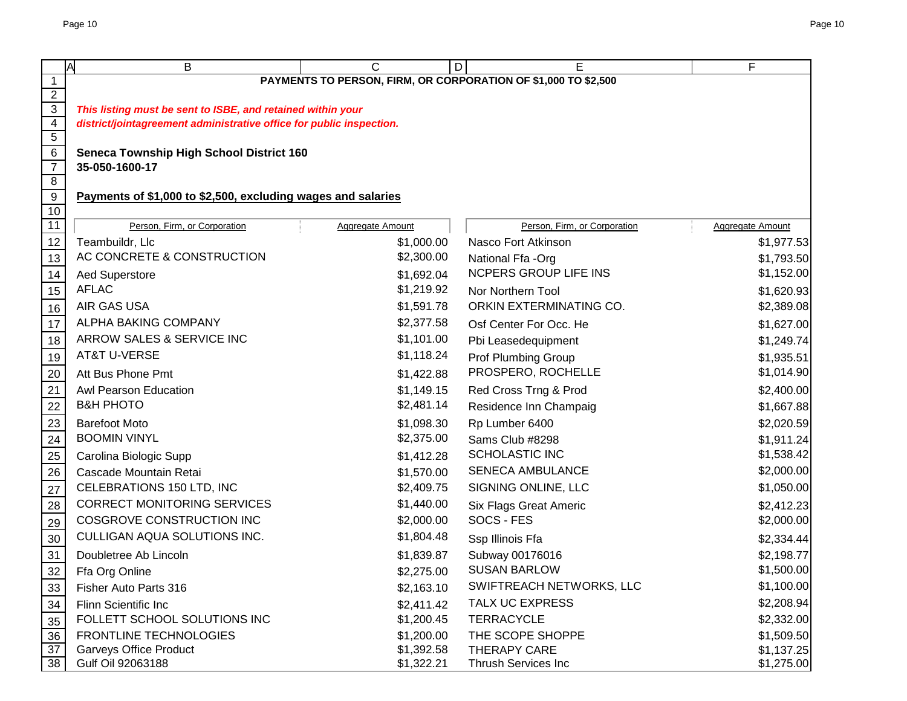**PAYMENTS TO PERSON, FIRM, OR CORPORATION OF $1,000 TO $2,500**

***This listing must be sent to ISBE, and retained within your district/jointagreement administrative office for public inspection.***

**Seneca Township High School District 160**
**35-050-1600-17**

**Payments of $1,000 to $2,500, excluding wages and salaries**

| Person, Firm, or Corporation | Aggregate Amount | Person, Firm, or Corporation | Aggregate Amount |
|---|---|---|---|
| Teambuildr, Llc | $1,000.00 | Nasco Fort Atkinson | $1,977.53 |
| AC CONCRETE & CONSTRUCTION | $2,300.00 | National Ffa -Org | $1,793.50 |
| Aed Superstore | $1,692.04 | NCPERS GROUP LIFE INS | $1,152.00 |
| AFLAC | $1,219.92 | Nor Northern Tool | $1,620.93 |
| AIR GAS USA | $1,591.78 | ORKIN EXTERMINATING CO. | $2,389.08 |
| ALPHA BAKING COMPANY | $2,377.58 | Osf Center For Occ. He | $1,627.00 |
| ARROW SALES & SERVICE INC | $1,101.00 | Pbi Leasedequipment | $1,249.74 |
| AT&T U-VERSE | $1,118.24 | Prof Plumbing Group | $1,935.51 |
| Att Bus Phone Pmt | $1,422.88 | PROSPERO, ROCHELLE | $1,014.90 |
| Awl Pearson Education | $1,149.15 | Red Cross Trng & Prod | $2,400.00 |
| B&H PHOTO | $2,481.14 | Residence Inn Champaig | $1,667.88 |
| Barefoot Moto | $1,098.30 | Rp Lumber 6400 | $2,020.59 |
| BOOMIN VINYL | $2,375.00 | Sams Club #8298 | $1,911.24 |
| Carolina Biologic Supp | $1,412.28 | SCHOLASTIC INC | $1,538.42 |
| Cascade Mountain Retai | $1,570.00 | SENECA AMBULANCE | $2,000.00 |
| CELEBRATIONS 150 LTD, INC | $2,409.75 | SIGNING ONLINE, LLC | $1,050.00 |
| CORRECT MONITORING SERVICES | $1,440.00 | Six Flags Great Americ | $2,412.23 |
| COSGROVE CONSTRUCTION INC | $2,000.00 | SOCS - FES | $2,000.00 |
| CULLIGAN AQUA SOLUTIONS INC. | $1,804.48 | Ssp Illinois Ffa | $2,334.44 |
| Doubletree Ab Lincoln | $1,839.87 | Subway 00176016 | $2,198.77 |
| Ffa Org Online | $2,275.00 | SUSAN BARLOW | $1,500.00 |
| Fisher Auto Parts 316 | $2,163.10 | SWIFTREACH NETWORKS, LLC | $1,100.00 |
| Flinn Scientific Inc | $2,411.42 | TALX UC EXPRESS | $2,208.94 |
| FOLLETT SCHOOL SOLUTIONS INC | $1,200.45 | TERRACYCLE | $2,332.00 |
| FRONTLINE TECHNOLOGIES | $1,200.00 | THE SCOPE SHOPPE | $1,509.50 |
| Garveys Office Product | $1,392.58 | THERAPY CARE | $1,137.25 |
| Gulf Oil 92063188 | $1,322.21 | Thrush Services Inc | $1,275.00 |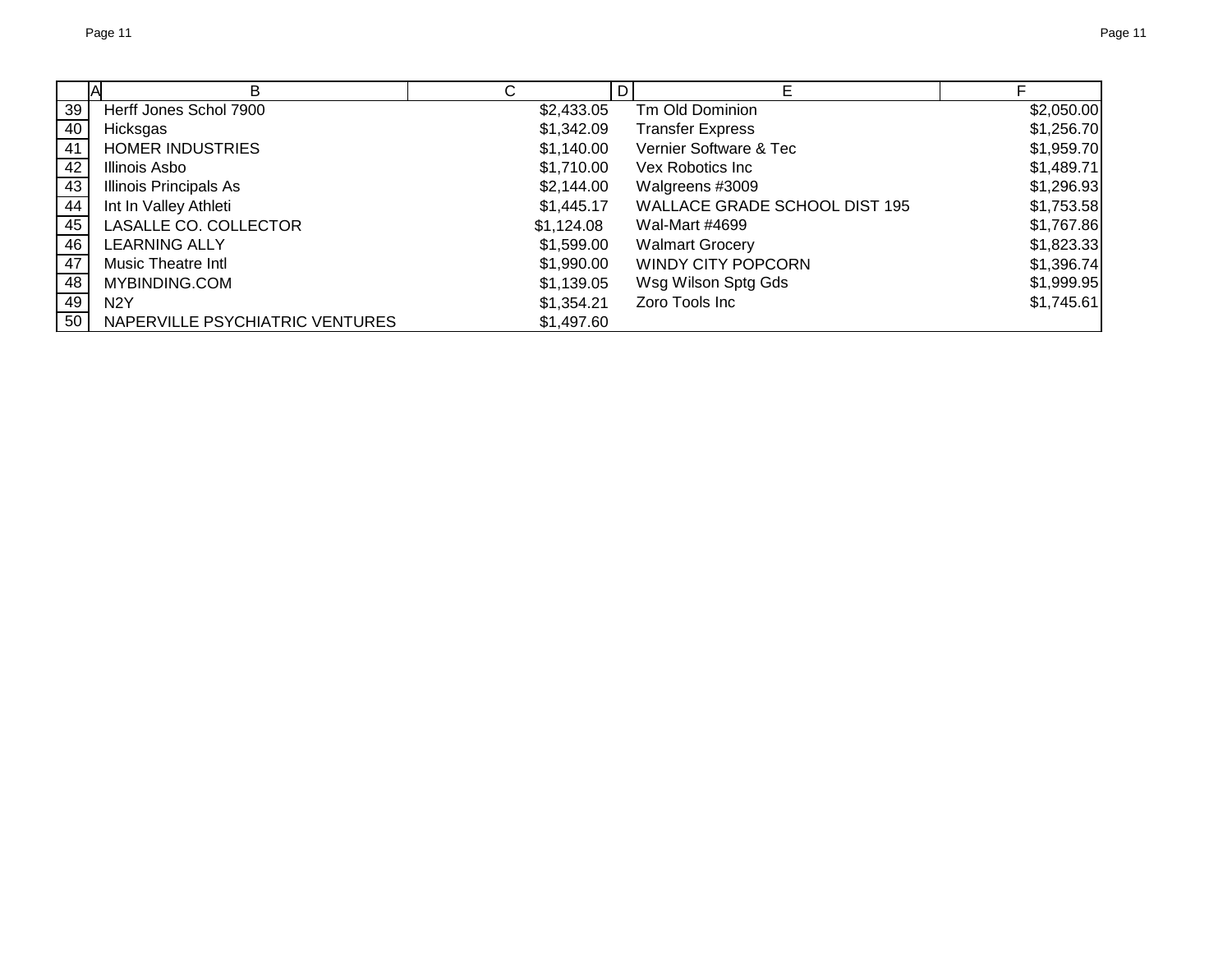| | A | B | C | D | E | F |
|---|---|---|---|---|---|---|
| 39 | | Herff Jones Schol 7900 | $2,433.05 | | Tm Old Dominion | $2,050.00 |
| 40 | | Hicksgas | $1,342.09 | | Transfer Express | $1,256.70 |
| 41 | | HOMER INDUSTRIES | $1,140.00 | | Vernier Software & Tec | $1,959.70 |
| 42 | | Illinois Asbo | $1,710.00 | | Vex Robotics Inc | $1,489.71 |
| 43 | | Illinois Principals As | $2,144.00 | | Walgreens #3009 | $1,296.93 |
| 44 | | Int In Valley Athleti | $1,445.17 | | WALLACE GRADE SCHOOL DIST 195 | $1,753.58 |
| 45 | | LASALLE CO. COLLECTOR | $1,124.08 | | Wal-Mart #4699 | $1,767.86 |
| 46 | | LEARNING ALLY | $1,599.00 | | Walmart Grocery | $1,823.33 |
| 47 | | Music Theatre Intl | $1,990.00 | | WINDY CITY POPCORN | $1,396.74 |
| 48 | | MYBINDING.COM | $1,139.05 | | Wsg Wilson Sptg Gds | $1,999.95 |
| 49 | | N2Y | $1,354.21 | | Zoro Tools Inc | $1,745.61 |
| 50 | | NAPERVILLE PSYCHIATRIC VENTURES | $1,497.60 | | | |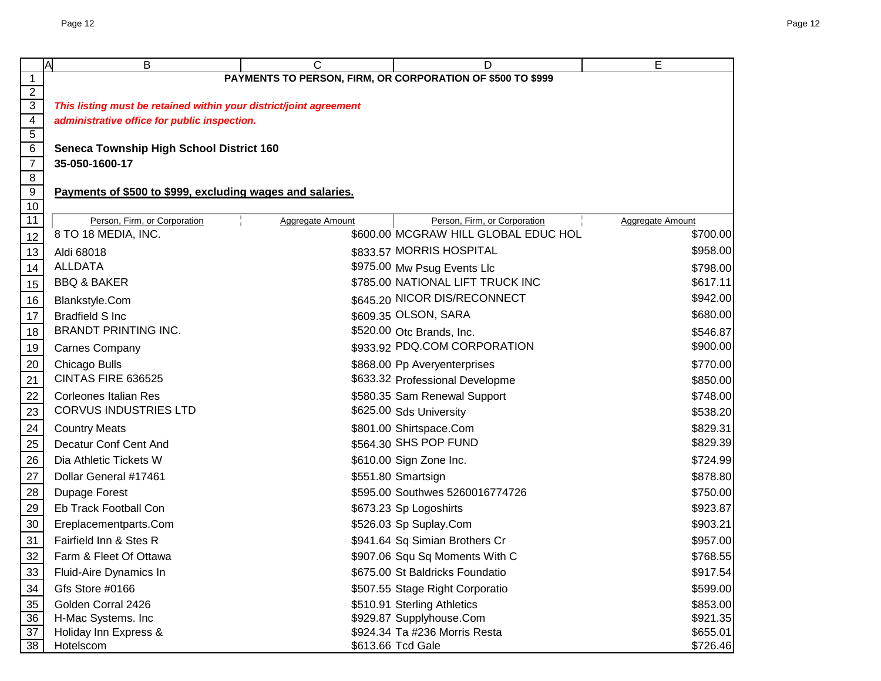**PAYMENTS TO PERSON, FIRM, OR CORPORATION OF $500 TO $999**

***This listing must be retained within your district/joint agreement administrative office for public inspection.***

**Seneca Township High School District 160**
**35-050-1600-17**

**Payments of $500 to $999, excluding wages and salaries.**

| Person, Firm, or Corporation | Aggregate Amount | Person, Firm, or Corporation | Aggregate Amount |
|---|---|---|---|
| 8 TO 18 MEDIA, INC. | $600.00 | MCGRAW HILL GLOBAL EDUC HOL | $700.00 |
| Aldi 68018 | $833.57 | MORRIS HOSPITAL | $958.00 |
| ALLDATA | $975.00 | Mw Psug Events Llc | $798.00 |
| BBQ & BAKER | $785.00 | NATIONAL LIFT TRUCK INC | $617.11 |
| Blankstyle.Com | $645.20 | NICOR DIS/RECONNECT | $942.00 |
| Bradfield S Inc | $609.35 | OLSON, SARA | $680.00 |
| BRANDT PRINTING INC. | $520.00 | Otc Brands, Inc. | $546.87 |
| Carnes Company | $933.92 | PDQ.COM CORPORATION | $900.00 |
| Chicago Bulls | $868.00 | Pp Averyenterprises | $770.00 |
| CINTAS FIRE 636525 | $633.32 | Professional Developme | $850.00 |
| Corleones Italian Res | $580.35 | Sam Renewal Support | $748.00 |
| CORVUS INDUSTRIES LTD | $625.00 | Sds University | $538.20 |
| Country Meats | $801.00 | Shirtspace.Com | $829.31 |
| Decatur Conf Cent And | $564.30 | SHS POP FUND | $829.39 |
| Dia Athletic Tickets W | $610.00 | Sign Zone Inc. | $724.99 |
| Dollar General #17461 | $551.80 | Smartsign | $878.80 |
| Dupage Forest | $595.00 | Southwes 5260016774726 | $750.00 |
| Eb Track Football Con | $673.23 | Sp Logoshirts | $923.87 |
| Ereplacementparts.Com | $526.03 | Sp Suplay.Com | $903.21 |
| Fairfield Inn & Stes R | $941.64 | Sq Simian Brothers Cr | $957.00 |
| Farm & Fleet Of Ottawa | $907.06 | Squ Sq Moments With C | $768.55 |
| Fluid-Aire Dynamics In | $675.00 | St Baldricks Foundatio | $917.54 |
| Gfs Store #0166 | $507.55 | Stage Right Corporatio | $599.00 |
| Golden Corral 2426 | $510.91 | Sterling Athletics | $853.00 |
| H-Mac Systems. Inc | $929.87 | Supplyhouse.Com | $921.35 |
| Holiday Inn Express & | $924.34 | Ta #236 Morris Resta | $655.01 |
| Hotelscom | $613.66 | Tcd Gale | $726.46 |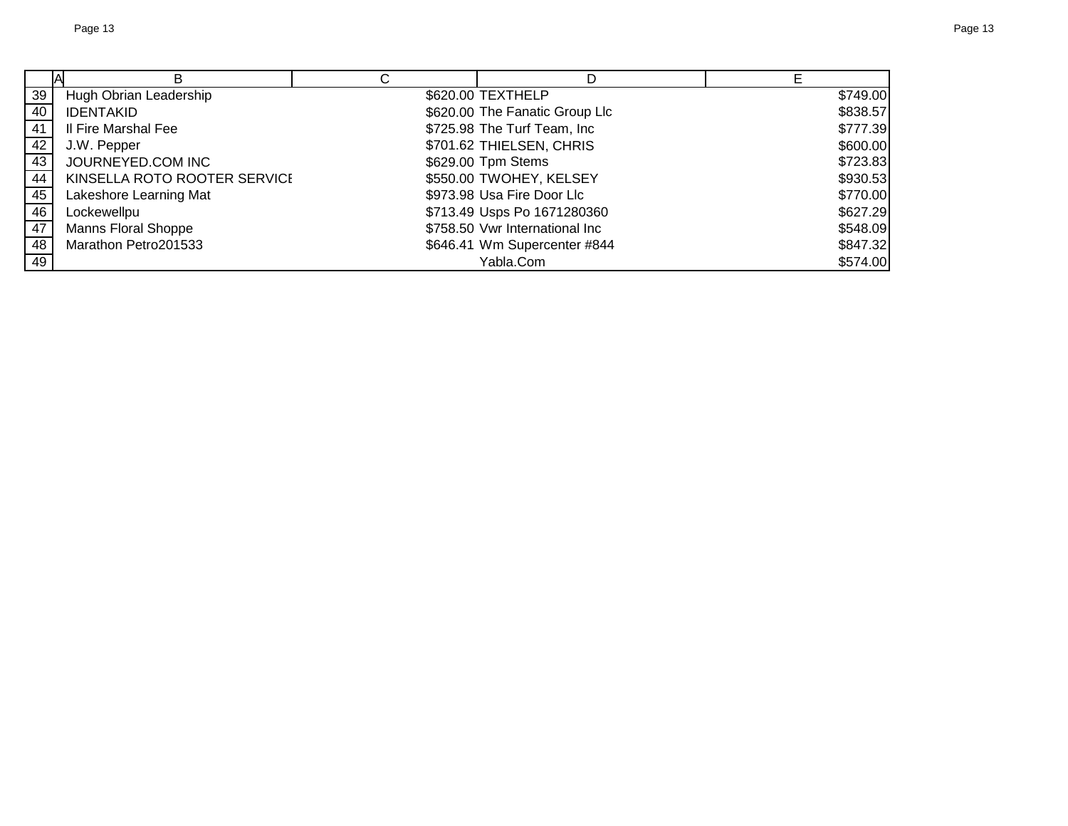| | A | B | C | D | E |
|---|---|---|---|---|---|
| 39 | | Hugh Obrian Leadership | $620.00 | TEXTHELP | $749.00 |
| 40 | | IDENTAKID | $620.00 | The Fanatic Group Llc | $838.57 |
| 41 | | Il Fire Marshal Fee | $725.98 | The Turf Team, Inc | $777.39 |
| 42 | | J.W. Pepper | $701.62 | THIELSEN, CHRIS | $600.00 |
| 43 | | JOURNEYED.COM INC | $629.00 | Tpm Stems | $723.83 |
| 44 | | KINSELLA ROTO ROOTER SERVICE | $550.00 | TWOHEY, KELSEY | $930.53 |
| 45 | | Lakeshore Learning Mat | $973.98 | Usa Fire Door Llc | $770.00 |
| 46 | | Lockewellpu | $713.49 | Usps Po 1671280360 | $627.29 |
| 47 | | Manns Floral Shoppe | $758.50 | Vwr International Inc | $548.09 |
| 48 | | Marathon Petro201533 | $646.41 | Wm Supercenter #844 | $847.32 |
| 49 | | | | Yabla.Com | $574.00 |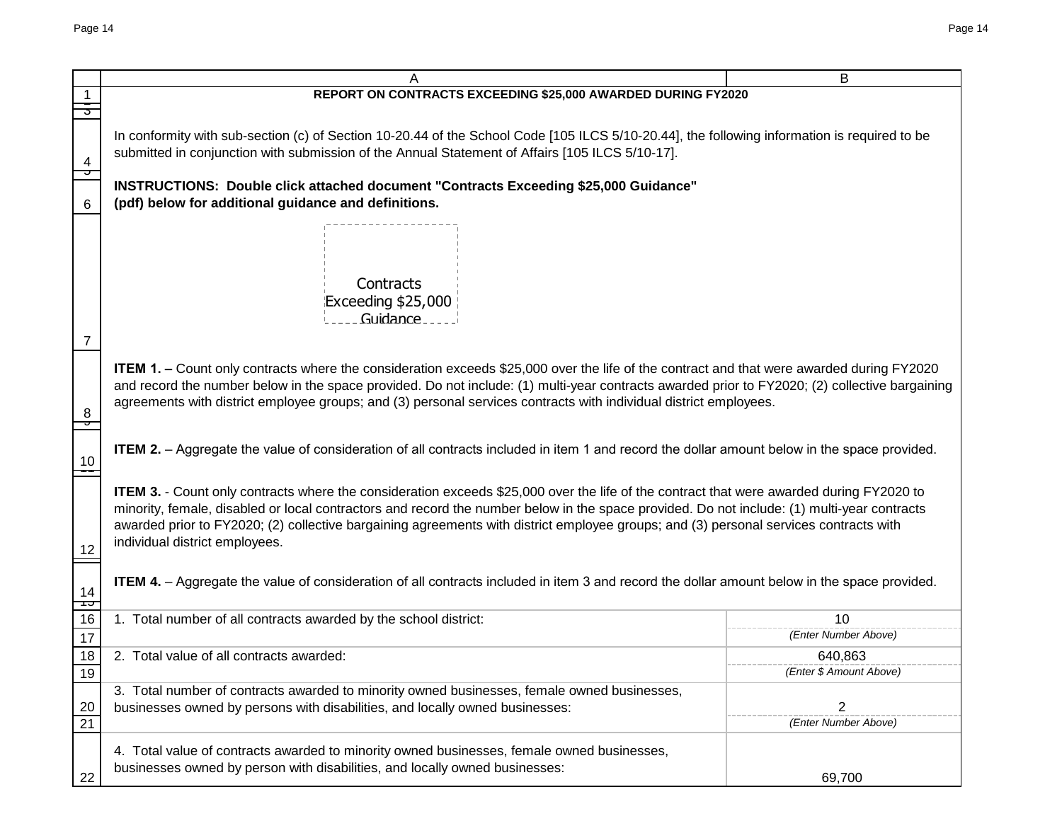## REPORT ON CONTRACTS EXCEEDING $25,000 AWARDED DURING FY2020

In conformity with sub-section (c) of Section 10-20.44 of the School Code [105 ILCS 5/10-20.44], the following information is required to be submitted in conjunction with submission of the Annual Statement of Affairs [105 ILCS 5/10-17].

**INSTRUCTIONS: Double click attached document "Contracts Exceeding $25,000 Guidance" (pdf) below for additional guidance and definitions.**

Contracts Exceeding $25,000 Guidance

**ITEM 1. –** Count only contracts where the consideration exceeds $25,000 over the life of the contract and that were awarded during FY2020 and record the number below in the space provided. Do not include: (1) multi-year contracts awarded prior to FY2020; (2) collective bargaining agreements with district employee groups; and (3) personal services contracts with individual district employees.

**ITEM 2.** – Aggregate the value of consideration of all contracts included in item 1 and record the dollar amount below in the space provided.

**ITEM 3.** - Count only contracts where the consideration exceeds $25,000 over the life of the contract that were awarded during FY2020 to minority, female, disabled or local contractors and record the number below in the space provided. Do not include: (1) multi-year contracts awarded prior to FY2020; (2) collective bargaining agreements with district employee groups; and (3) personal services contracts with individual district employees.

**ITEM 4.** – Aggregate the value of consideration of all contracts included in item 3 and record the dollar amount below in the space provided.

| | |
|---|---|
| 1. Total number of all contracts awarded by the school district: | 10 |
| | *(Enter Number Above)* |
| 2. Total value of all contracts awarded: | 640,863 |
| | *(Enter $ Amount Above)* |
| 3. Total number of contracts awarded to minority owned businesses, female owned businesses, businesses owned by persons with disabilities, and locally owned businesses: | 2 |
| | *(Enter Number Above)* |
| 4. Total value of contracts awarded to minority owned businesses, female owned businesses, businesses owned by person with disabilities, and locally owned businesses: | 69,700 |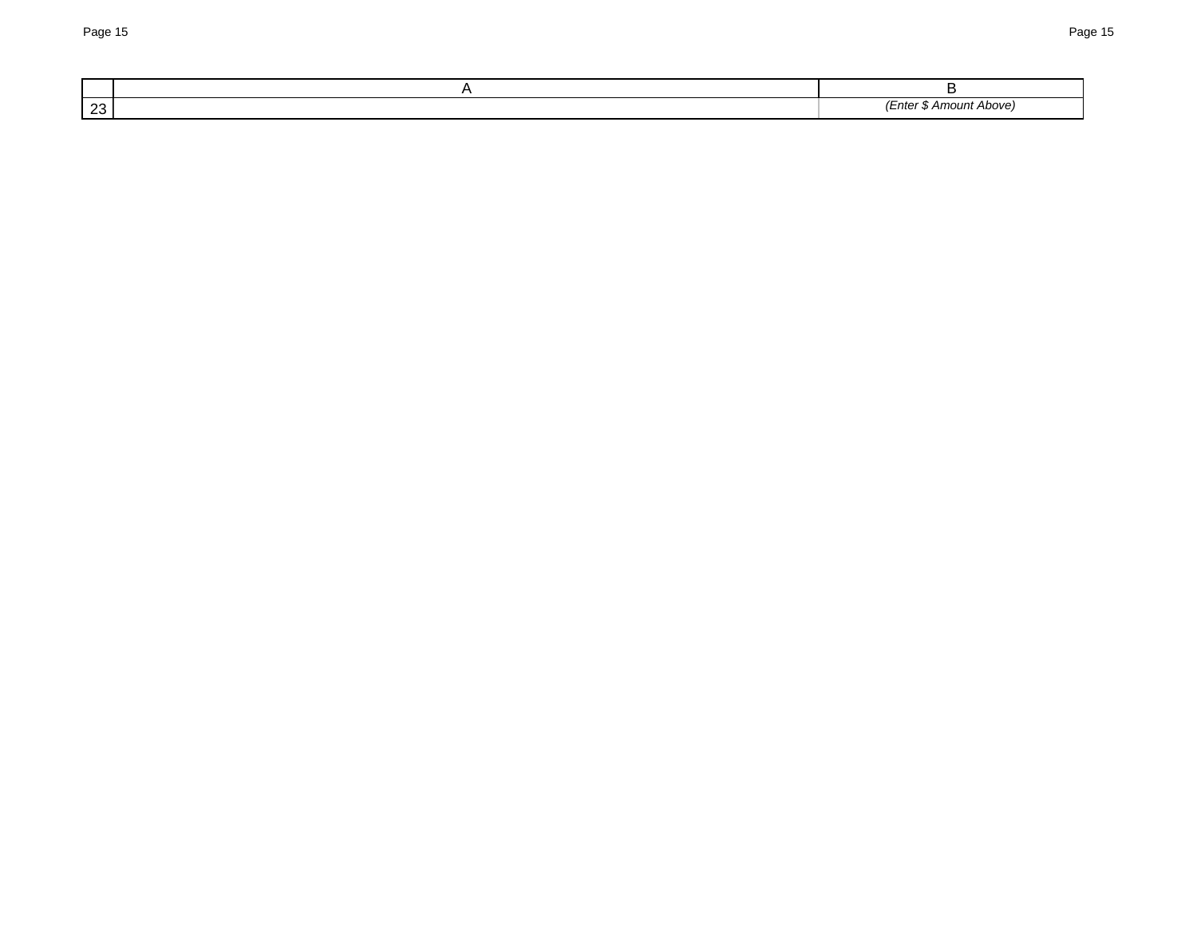| | A | B |
|---|---|---|
| 23 | | *(Enter $ Amount Above)* |